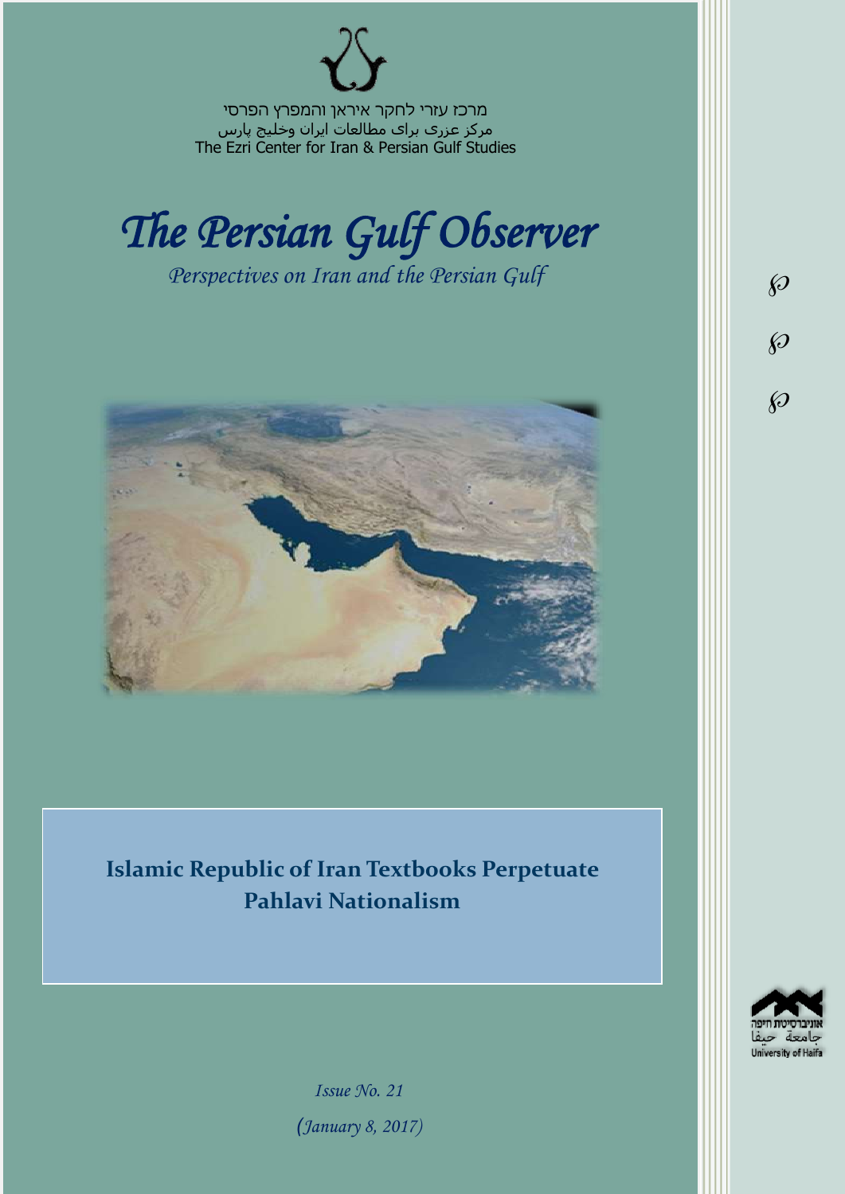מרכז עזרי לחקר איראן והמפרץ הפרסי
مرکز عزری برای مطالعات ایران وخلیج پارس
The Ezri Center for Iran & Persian Gulf Studies

# *The Persian Gulf Observer*

*Perspectives on Iran and the Persian Gulf*

## Islamic Republic of Iran Textbooks Perpetuate Pahlavi Nationalism

*Issue No. 21*

*(January 8, 2017)*

אוניברסיטת חיפה
جامعة حيفا
University of Haifa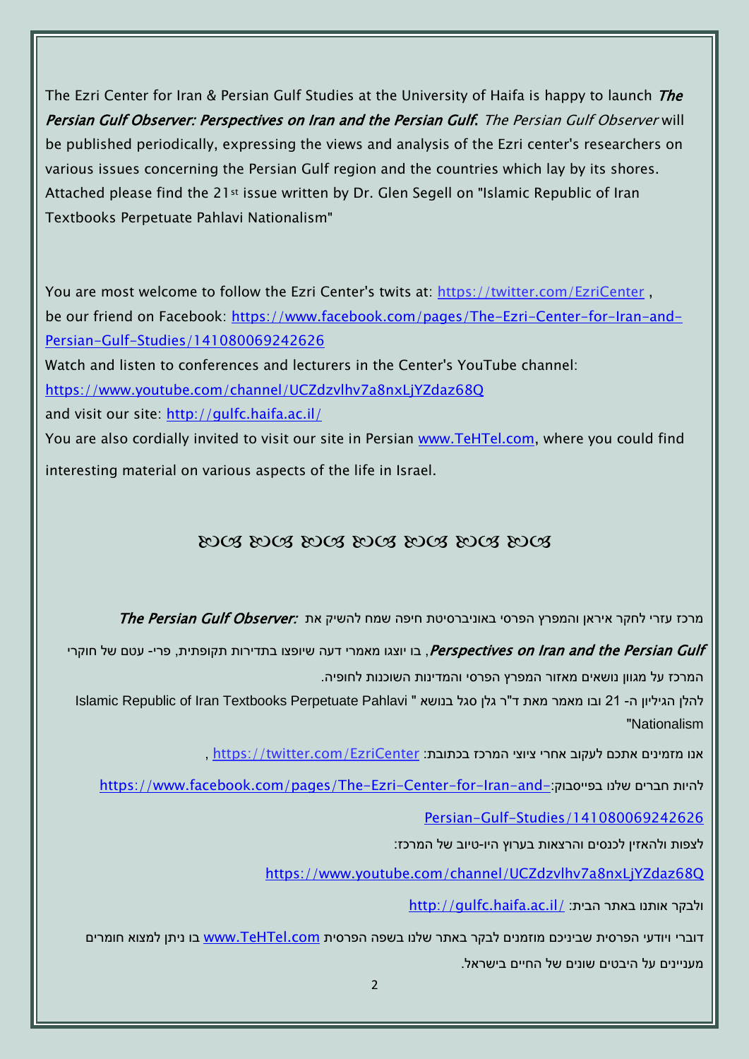The Ezri Center for Iran & Persian Gulf Studies at the University of Haifa is happy to launch ***The Persian Gulf Observer: Perspectives on Iran and the Persian Gulf.*** *The Persian Gulf Observer* will be published periodically, expressing the views and analysis of the Ezri center's researchers on various issues concerning the Persian Gulf region and the countries which lay by its shores. Attached please find the 21st issue written by Dr. Glen Segell on "Islamic Republic of Iran Textbooks Perpetuate Pahlavi Nationalism"

You are most welcome to follow the Ezri Center's twits at: https://twitter.com/EzriCenter ,
be our friend on Facebook: https://www.facebook.com/pages/The-Ezri-Center-for-Iran-and-Persian-Gulf-Studies/141080069242626
Watch and listen to conferences and lecturers in the Center's YouTube channel:
https://www.youtube.com/channel/UCZdzvlhv7a8nxLjYZdaz68Q
and visit our site: http://gulfc.haifa.ac.il/
You are also cordially invited to visit our site in Persian www.TeHTel.com, where you could find interesting material on various aspects of the life in Israel.

ꕤ ꕤ ꕤ ꕤ ꕤ ꕤ ꕤ

מרכז עזרי לחקר איראן והמפרץ הפרסי באוניברסיטת חיפה שמח להשיק את ***The Persian Gulf Observer: Perspectives on Iran and the Persian Gulf***, בו יוצגו מאמרי דעה שיופצו בתדירות תקופתית, פרי- עטם של חוקרי המרכז על מגוון נושאים מאזור המפרץ הפרסי והמדינות השוכנות לחופיה.

להלן הגיליון ה- 21 ובו מאמר מאת ד"ר גלן סגל בנושא " Islamic Republic of Iran Textbooks Perpetuate Pahlavi Nationalism"

אנו מזמינים אתכם לעקוב אחרי ציוצי המרכז בכתובת: https://twitter.com/EzriCenter ,

להיות חברים שלנו בפייסבוק: https://www.facebook.com/pages/The-Ezri-Center-for-Iran-and-Persian-Gulf-Studies/141080069242626

לצפות ולהאזין לכנסים והרצאות בערוץ היו-טיוב של המרכז:

https://www.youtube.com/channel/UCZdzvlhv7a8nxLjYZdaz68Q

ולבקר אותנו באתר הבית: http://gulfc.haifa.ac.il/

דוברי ויודעי הפרסית שביניכם מוזמנים לבקר באתר שלנו בשפה הפרסית www.TeHTel.com בו ניתן למצוא חומרים מעניינים על היבטים שונים של החיים בישראל.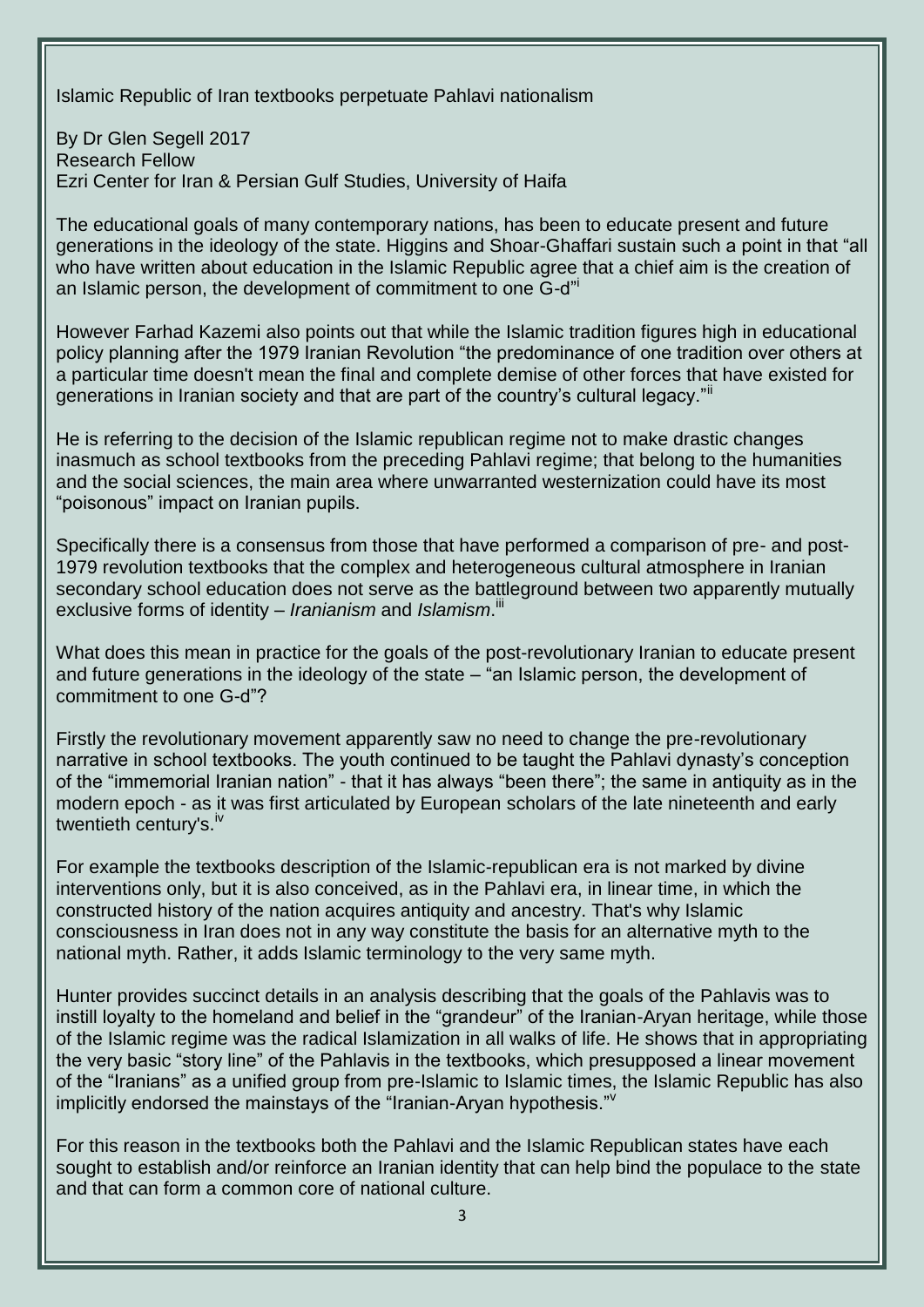Islamic Republic of Iran textbooks perpetuate Pahlavi nationalism

By Dr Glen Segell 2017
Research Fellow
Ezri Center for Iran & Persian Gulf Studies, University of Haifa

The educational goals of many contemporary nations, has been to educate present and future generations in the ideology of the state. Higgins and Shoar-Ghaffari sustain such a point in that "all who have written about education in the Islamic Republic agree that a chief aim is the creation of an Islamic person, the development of commitment to one G-d"[i]

However Farhad Kazemi also points out that while the Islamic tradition figures high in educational policy planning after the 1979 Iranian Revolution "the predominance of one tradition over others at a particular time doesn't mean the final and complete demise of other forces that have existed for generations in Iranian society and that are part of the country's cultural legacy."[ii]

He is referring to the decision of the Islamic republican regime not to make drastic changes inasmuch as school textbooks from the preceding Pahlavi regime; that belong to the humanities and the social sciences, the main area where unwarranted westernization could have its most "poisonous" impact on Iranian pupils.

Specifically there is a consensus from those that have performed a comparison of pre- and post-1979 revolution textbooks that the complex and heterogeneous cultural atmosphere in Iranian secondary school education does not serve as the battleground between two apparently mutually exclusive forms of identity – *Iranianism* and *Islamism*.[iii]

What does this mean in practice for the goals of the post-revolutionary Iranian to educate present and future generations in the ideology of the state – "an Islamic person, the development of commitment to one G-d"?

Firstly the revolutionary movement apparently saw no need to change the pre-revolutionary narrative in school textbooks. The youth continued to be taught the Pahlavi dynasty's conception of the "immemorial Iranian nation" - that it has always "been there"; the same in antiquity as in the modern epoch - as it was first articulated by European scholars of the late nineteenth and early twentieth century's.[iv]

For example the textbooks description of the Islamic-republican era is not marked by divine interventions only, but it is also conceived, as in the Pahlavi era, in linear time, in which the constructed history of the nation acquires antiquity and ancestry. That's why Islamic consciousness in Iran does not in any way constitute the basis for an alternative myth to the national myth. Rather, it adds Islamic terminology to the very same myth.

Hunter provides succinct details in an analysis describing that the goals of the Pahlavis was to instill loyalty to the homeland and belief in the "grandeur" of the Iranian-Aryan heritage, while those of the Islamic regime was the radical Islamization in all walks of life. He shows that in appropriating the very basic "story line" of the Pahlavis in the textbooks, which presupposed a linear movement of the "Iranians" as a unified group from pre-Islamic to Islamic times, the Islamic Republic has also implicitly endorsed the mainstays of the "Iranian-Aryan hypothesis."[v]

For this reason in the textbooks both the Pahlavi and the Islamic Republican states have each sought to establish and/or reinforce an Iranian identity that can help bind the populace to the state and that can form a common core of national culture.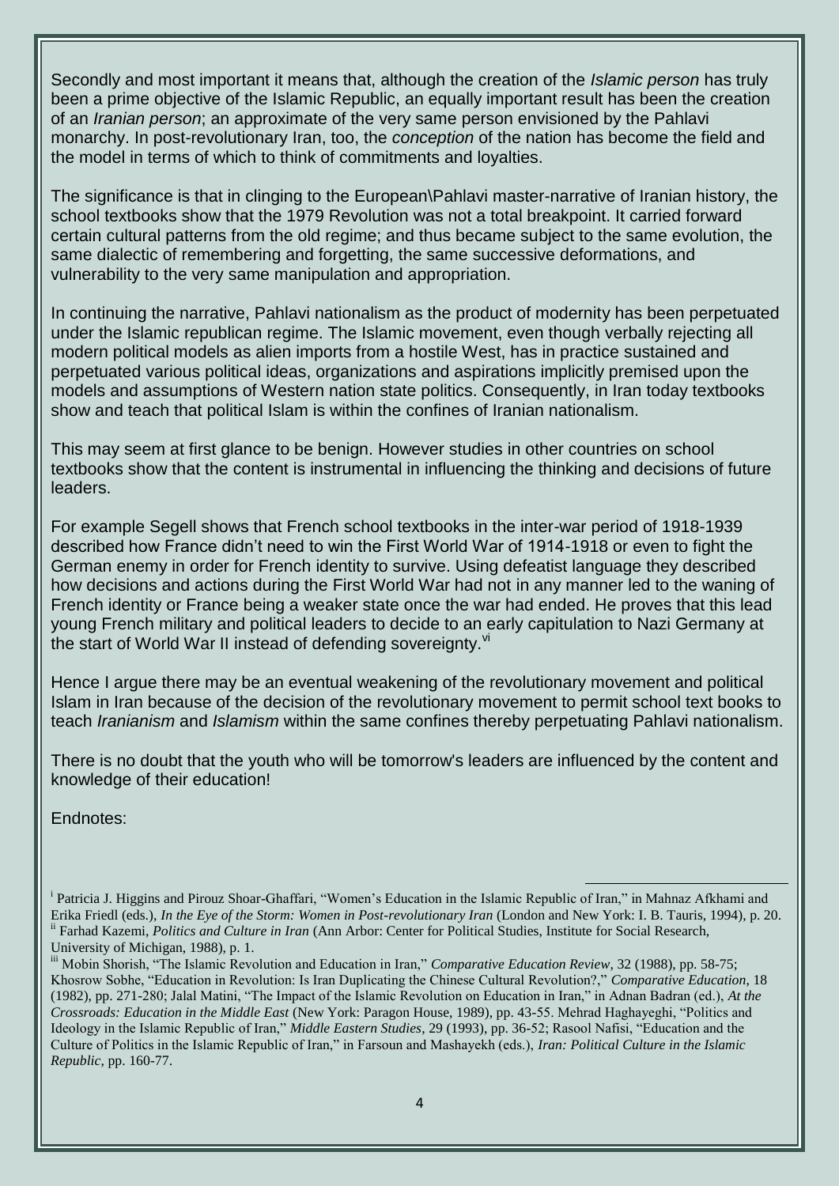Secondly and most important it means that, although the creation of the *Islamic person* has truly been a prime objective of the Islamic Republic, an equally important result has been the creation of an *Iranian person*; an approximate of the very same person envisioned by the Pahlavi monarchy. In post-revolutionary Iran, too, the *conception* of the nation has become the field and the model in terms of which to think of commitments and loyalties.

The significance is that in clinging to the European\Pahlavi master-narrative of Iranian history, the school textbooks show that the 1979 Revolution was not a total breakpoint. It carried forward certain cultural patterns from the old regime; and thus became subject to the same evolution, the same dialectic of remembering and forgetting, the same successive deformations, and vulnerability to the very same manipulation and appropriation.

In continuing the narrative, Pahlavi nationalism as the product of modernity has been perpetuated under the Islamic republican regime. The Islamic movement, even though verbally rejecting all modern political models as alien imports from a hostile West, has in practice sustained and perpetuated various political ideas, organizations and aspirations implicitly premised upon the models and assumptions of Western nation state politics. Consequently, in Iran today textbooks show and teach that political Islam is within the confines of Iranian nationalism.

This may seem at first glance to be benign. However studies in other countries on school textbooks show that the content is instrumental in influencing the thinking and decisions of future leaders.

For example Segell shows that French school textbooks in the inter-war period of 1918-1939 described how France didn't need to win the First World War of 1914-1918 or even to fight the German enemy in order for French identity to survive. Using defeatist language they described how decisions and actions during the First World War had not in any manner led to the waning of French identity or France being a weaker state once the war had ended. He proves that this lead young French military and political leaders to decide to an early capitulation to Nazi Germany at the start of World War II instead of defending sovereignty.[vi]

Hence I argue there may be an eventual weakening of the revolutionary movement and political Islam in Iran because of the decision of the revolutionary movement to permit school text books to teach *Iranianism* and *Islamism* within the same confines thereby perpetuating Pahlavi nationalism.

There is no doubt that the youth who will be tomorrow's leaders are influenced by the content and knowledge of their education!

Endnotes:

---

[i] Patricia J. Higgins and Pirouz Shoar-Ghaffari, "Women's Education in the Islamic Republic of Iran," in Mahnaz Afkhami and Erika Friedl (eds.), *In the Eye of the Storm: Women in Post-revolutionary Iran* (London and New York: I. B. Tauris, 1994), p. 20.

[ii] Farhad Kazemi, *Politics and Culture in Iran* (Ann Arbor: Center for Political Studies, Institute for Social Research, University of Michigan, 1988), p. 1.

[iii] Mobin Shorish, "The Islamic Revolution and Education in Iran," *Comparative Education Review*, 32 (1988), pp. 58-75; Khosrow Sobhe, "Education in Revolution: Is Iran Duplicating the Chinese Cultural Revolution?," *Comparative Education*, 18 (1982), pp. 271-280; Jalal Matini, "The Impact of the Islamic Revolution on Education in Iran," in Adnan Badran (ed.), *At the Crossroads: Education in the Middle East* (New York: Paragon House, 1989), pp. 43-55. Mehrad Haghayeghi, "Politics and Ideology in the Islamic Republic of Iran," *Middle Eastern Studies*, 29 (1993), pp. 36-52; Rasool Nafisi, "Education and the Culture of Politics in the Islamic Republic of Iran," in Farsoun and Mashayekh (eds.), *Iran: Political Culture in the Islamic Republic*, pp. 160-77.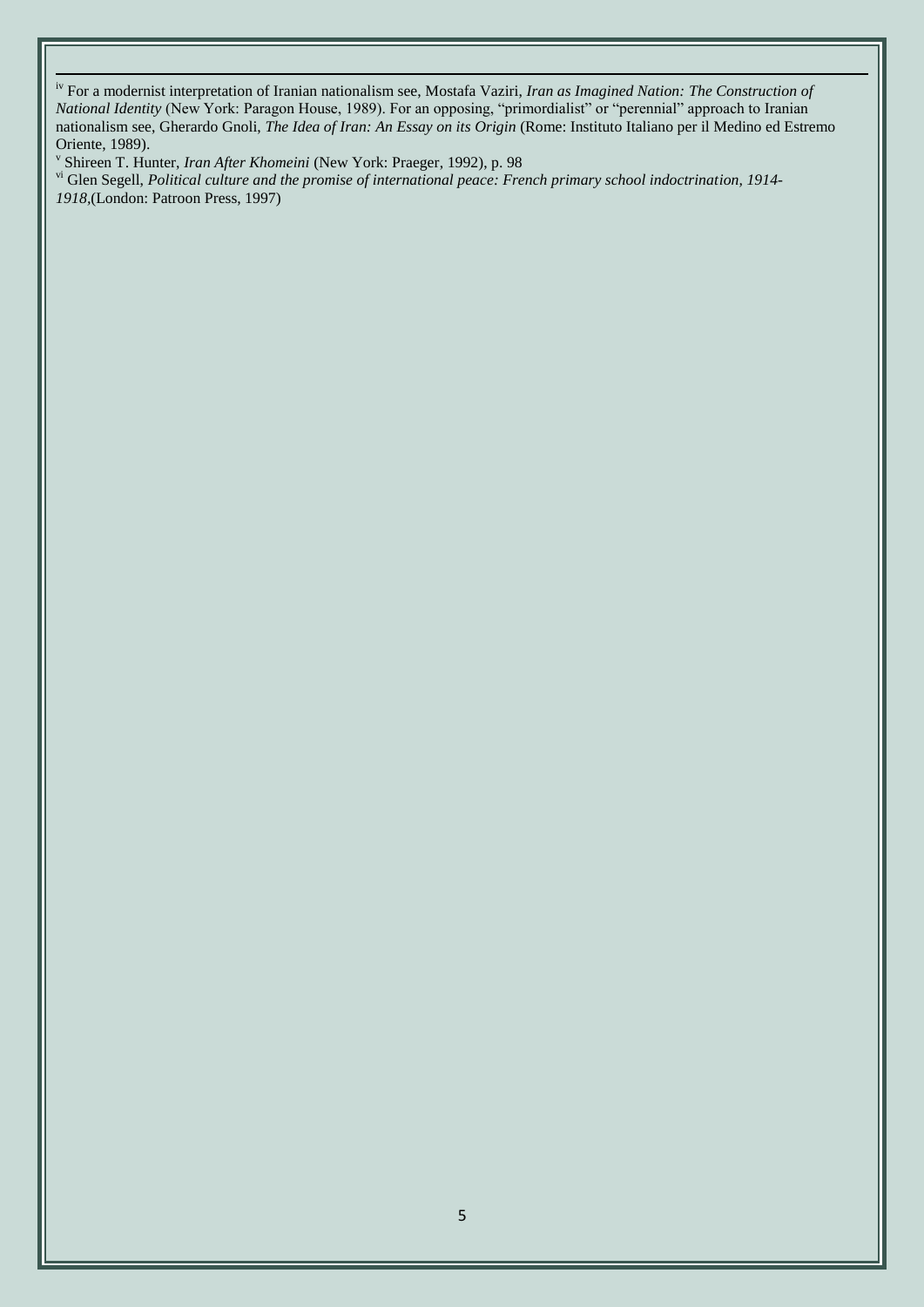---

[iv] For a modernist interpretation of Iranian nationalism see, Mostafa Vaziri, *Iran as Imagined Nation: The Construction of National Identity* (New York: Paragon House, 1989). For an opposing, "primordialist" or "perennial" approach to Iranian nationalism see, Gherardo Gnoli, *The Idea of Iran: An Essay on its Origin* (Rome: Instituto Italiano per il Medino ed Estremo Oriente, 1989).

[v] Shireen T. Hunter, *Iran After Khomeini* (New York: Praeger, 1992), p. 98

[vi] Glen Segell, *Political culture and the promise of international peace: French primary school indoctrination, 1914-1918*,(London: Patroon Press, 1997)